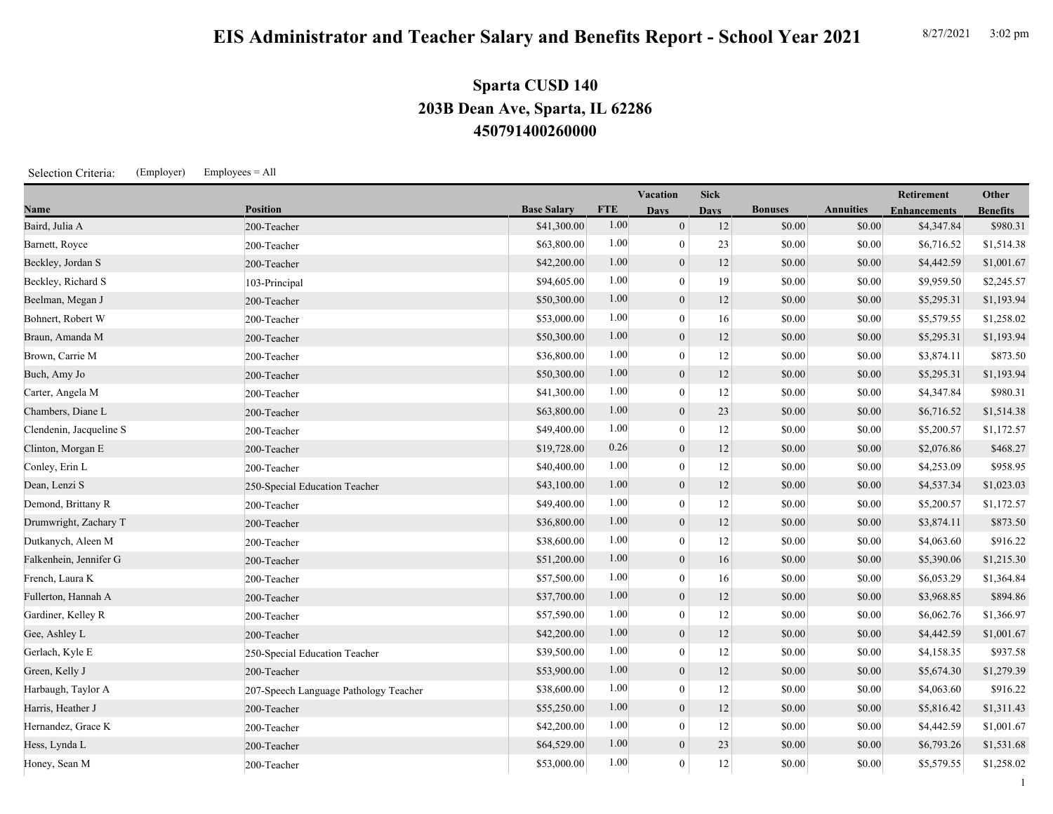# EIS Administrator and Teacher Salary and Benefits Report - School Year 2021

8/27/2021 3:02 pm

## Sparta CUSD 140
## 203B Dean Ave, Sparta, IL 62286
## 450791400260000

Selection Criteria: (Employer) Employees = All

| Name | Position | Base Salary | FTE | Vacation Days | Sick Days | Bonuses | Annuities | Retirement Enhancements | Other Benefits |
|---|---|---|---|---|---|---|---|---|---|
| Baird, Julia A | 200-Teacher | $41,300.00 | 1.00 | 0 | 12 | $0.00 | $0.00 | $4,347.84 | $980.31 |
| Barnett, Royce | 200-Teacher | $63,800.00 | 1.00 | 0 | 23 | $0.00 | $0.00 | $6,716.52 | $1,514.38 |
| Beckley, Jordan S | 200-Teacher | $42,200.00 | 1.00 | 0 | 12 | $0.00 | $0.00 | $4,442.59 | $1,001.67 |
| Beckley, Richard S | 103-Principal | $94,605.00 | 1.00 | 0 | 19 | $0.00 | $0.00 | $9,959.50 | $2,245.57 |
| Beelman, Megan J | 200-Teacher | $50,300.00 | 1.00 | 0 | 12 | $0.00 | $0.00 | $5,295.31 | $1,193.94 |
| Bohnert, Robert W | 200-Teacher | $53,000.00 | 1.00 | 0 | 16 | $0.00 | $0.00 | $5,579.55 | $1,258.02 |
| Braun, Amanda M | 200-Teacher | $50,300.00 | 1.00 | 0 | 12 | $0.00 | $0.00 | $5,295.31 | $1,193.94 |
| Brown, Carrie M | 200-Teacher | $36,800.00 | 1.00 | 0 | 12 | $0.00 | $0.00 | $3,874.11 | $873.50 |
| Buch, Amy Jo | 200-Teacher | $50,300.00 | 1.00 | 0 | 12 | $0.00 | $0.00 | $5,295.31 | $1,193.94 |
| Carter, Angela M | 200-Teacher | $41,300.00 | 1.00 | 0 | 12 | $0.00 | $0.00 | $4,347.84 | $980.31 |
| Chambers, Diane L | 200-Teacher | $63,800.00 | 1.00 | 0 | 23 | $0.00 | $0.00 | $6,716.52 | $1,514.38 |
| Clendenin, Jacqueline S | 200-Teacher | $49,400.00 | 1.00 | 0 | 12 | $0.00 | $0.00 | $5,200.57 | $1,172.57 |
| Clinton, Morgan E | 200-Teacher | $19,728.00 | 0.26 | 0 | 12 | $0.00 | $0.00 | $2,076.86 | $468.27 |
| Conley, Erin L | 200-Teacher | $40,400.00 | 1.00 | 0 | 12 | $0.00 | $0.00 | $4,253.09 | $958.95 |
| Dean, Lenzi S | 250-Special Education Teacher | $43,100.00 | 1.00 | 0 | 12 | $0.00 | $0.00 | $4,537.34 | $1,023.03 |
| Demond, Brittany R | 200-Teacher | $49,400.00 | 1.00 | 0 | 12 | $0.00 | $0.00 | $5,200.57 | $1,172.57 |
| Drumwright, Zachary T | 200-Teacher | $36,800.00 | 1.00 | 0 | 12 | $0.00 | $0.00 | $3,874.11 | $873.50 |
| Dutkanych, Aleen M | 200-Teacher | $38,600.00 | 1.00 | 0 | 12 | $0.00 | $0.00 | $4,063.60 | $916.22 |
| Falkenhein, Jennifer G | 200-Teacher | $51,200.00 | 1.00 | 0 | 16 | $0.00 | $0.00 | $5,390.06 | $1,215.30 |
| French, Laura K | 200-Teacher | $57,500.00 | 1.00 | 0 | 16 | $0.00 | $0.00 | $6,053.29 | $1,364.84 |
| Fullerton, Hannah A | 200-Teacher | $37,700.00 | 1.00 | 0 | 12 | $0.00 | $0.00 | $3,968.85 | $894.86 |
| Gardiner, Kelley R | 200-Teacher | $57,590.00 | 1.00 | 0 | 12 | $0.00 | $0.00 | $6,062.76 | $1,366.97 |
| Gee, Ashley L | 200-Teacher | $42,200.00 | 1.00 | 0 | 12 | $0.00 | $0.00 | $4,442.59 | $1,001.67 |
| Gerlach, Kyle E | 250-Special Education Teacher | $39,500.00 | 1.00 | 0 | 12 | $0.00 | $0.00 | $4,158.35 | $937.58 |
| Green, Kelly J | 200-Teacher | $53,900.00 | 1.00 | 0 | 12 | $0.00 | $0.00 | $5,674.30 | $1,279.39 |
| Harbaugh, Taylor A | 207-Speech Language Pathology Teacher | $38,600.00 | 1.00 | 0 | 12 | $0.00 | $0.00 | $4,063.60 | $916.22 |
| Harris, Heather J | 200-Teacher | $55,250.00 | 1.00 | 0 | 12 | $0.00 | $0.00 | $5,816.42 | $1,311.43 |
| Hernandez, Grace K | 200-Teacher | $42,200.00 | 1.00 | 0 | 12 | $0.00 | $0.00 | $4,442.59 | $1,001.67 |
| Hess, Lynda L | 200-Teacher | $64,529.00 | 1.00 | 0 | 23 | $0.00 | $0.00 | $6,793.26 | $1,531.68 |
| Honey, Sean M | 200-Teacher | $53,000.00 | 1.00 | 0 | 12 | $0.00 | $0.00 | $5,579.55 | $1,258.02 |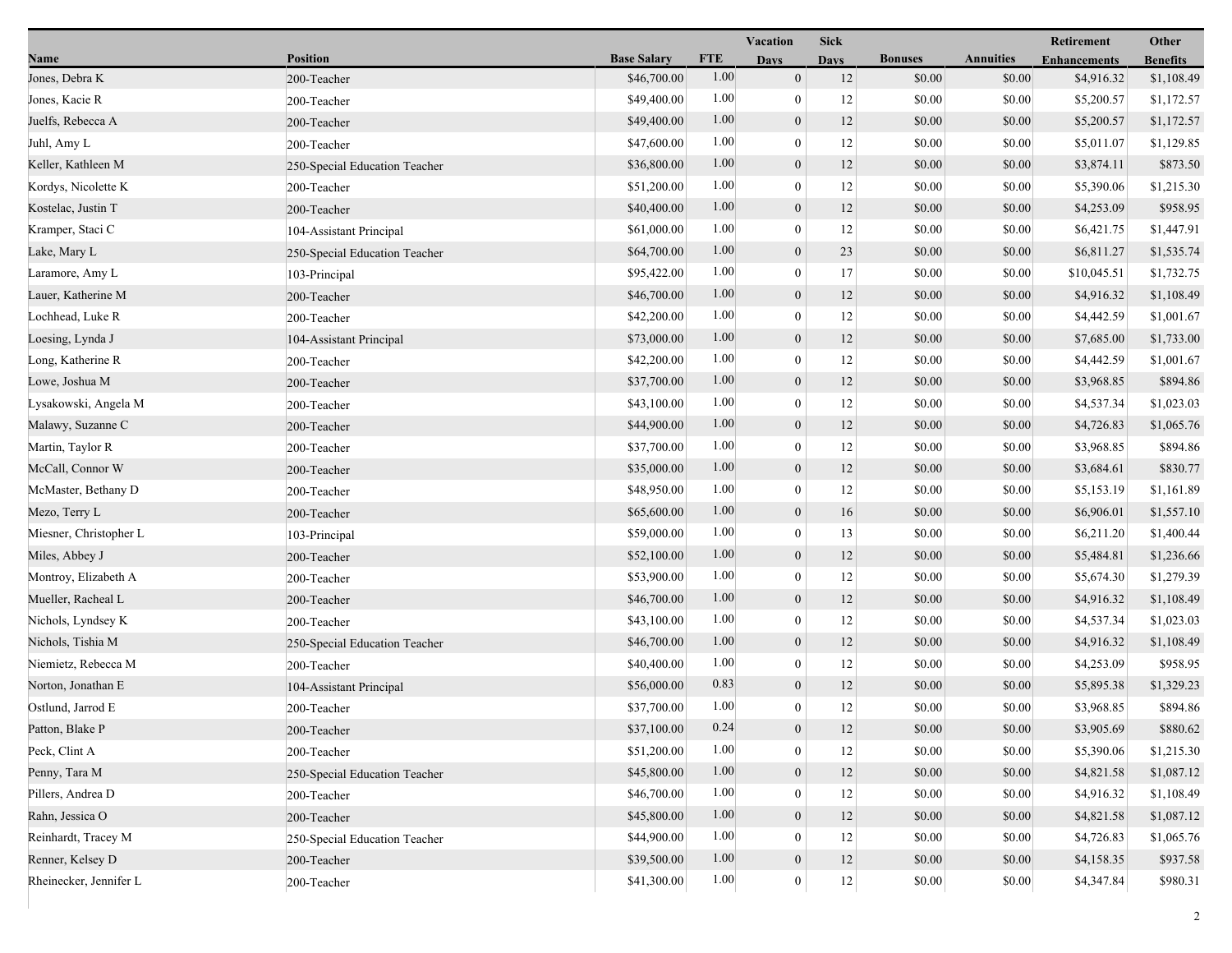| Name | Position | Base Salary | FTE | Vacation Days | Sick Days | Bonuses | Annuities | Retirement Enhancements | Other Benefits |
|---|---|---|---|---|---|---|---|---|---|
| Jones, Debra K | 200-Teacher | $46,700.00 | 1.00 | 0 | 12 | $0.00 | $0.00 | $4,916.32 | $1,108.49 |
| Jones, Kacie R | 200-Teacher | $49,400.00 | 1.00 | 0 | 12 | $0.00 | $0.00 | $5,200.57 | $1,172.57 |
| Juelfs, Rebecca A | 200-Teacher | $49,400.00 | 1.00 | 0 | 12 | $0.00 | $0.00 | $5,200.57 | $1,172.57 |
| Juhl, Amy L | 200-Teacher | $47,600.00 | 1.00 | 0 | 12 | $0.00 | $0.00 | $5,011.07 | $1,129.85 |
| Keller, Kathleen M | 250-Special Education Teacher | $36,800.00 | 1.00 | 0 | 12 | $0.00 | $0.00 | $3,874.11 | $873.50 |
| Kordys, Nicolette K | 200-Teacher | $51,200.00 | 1.00 | 0 | 12 | $0.00 | $0.00 | $5,390.06 | $1,215.30 |
| Kostelac, Justin T | 200-Teacher | $40,400.00 | 1.00 | 0 | 12 | $0.00 | $0.00 | $4,253.09 | $958.95 |
| Kramper, Staci C | 104-Assistant Principal | $61,000.00 | 1.00 | 0 | 12 | $0.00 | $0.00 | $6,421.75 | $1,447.91 |
| Lake, Mary L | 250-Special Education Teacher | $64,700.00 | 1.00 | 0 | 23 | $0.00 | $0.00 | $6,811.27 | $1,535.74 |
| Laramore, Amy L | 103-Principal | $95,422.00 | 1.00 | 0 | 17 | $0.00 | $0.00 | $10,045.51 | $1,732.75 |
| Lauer, Katherine M | 200-Teacher | $46,700.00 | 1.00 | 0 | 12 | $0.00 | $0.00 | $4,916.32 | $1,108.49 |
| Lochhead, Luke R | 200-Teacher | $42,200.00 | 1.00 | 0 | 12 | $0.00 | $0.00 | $4,442.59 | $1,001.67 |
| Loesing, Lynda J | 104-Assistant Principal | $73,000.00 | 1.00 | 0 | 12 | $0.00 | $0.00 | $7,685.00 | $1,733.00 |
| Long, Katherine R | 200-Teacher | $42,200.00 | 1.00 | 0 | 12 | $0.00 | $0.00 | $4,442.59 | $1,001.67 |
| Lowe, Joshua M | 200-Teacher | $37,700.00 | 1.00 | 0 | 12 | $0.00 | $0.00 | $3,968.85 | $894.86 |
| Lysakowski, Angela M | 200-Teacher | $43,100.00 | 1.00 | 0 | 12 | $0.00 | $0.00 | $4,537.34 | $1,023.03 |
| Malawy, Suzanne C | 200-Teacher | $44,900.00 | 1.00 | 0 | 12 | $0.00 | $0.00 | $4,726.83 | $1,065.76 |
| Martin, Taylor R | 200-Teacher | $37,700.00 | 1.00 | 0 | 12 | $0.00 | $0.00 | $3,968.85 | $894.86 |
| McCall, Connor W | 200-Teacher | $35,000.00 | 1.00 | 0 | 12 | $0.00 | $0.00 | $3,684.61 | $830.77 |
| McMaster, Bethany D | 200-Teacher | $48,950.00 | 1.00 | 0 | 12 | $0.00 | $0.00 | $5,153.19 | $1,161.89 |
| Mezo, Terry L | 200-Teacher | $65,600.00 | 1.00 | 0 | 16 | $0.00 | $0.00 | $6,906.01 | $1,557.10 |
| Miesner, Christopher L | 103-Principal | $59,000.00 | 1.00 | 0 | 13 | $0.00 | $0.00 | $6,211.20 | $1,400.44 |
| Miles, Abbey J | 200-Teacher | $52,100.00 | 1.00 | 0 | 12 | $0.00 | $0.00 | $5,484.81 | $1,236.66 |
| Montroy, Elizabeth A | 200-Teacher | $53,900.00 | 1.00 | 0 | 12 | $0.00 | $0.00 | $5,674.30 | $1,279.39 |
| Mueller, Racheal L | 200-Teacher | $46,700.00 | 1.00 | 0 | 12 | $0.00 | $0.00 | $4,916.32 | $1,108.49 |
| Nichols, Lyndsey K | 200-Teacher | $43,100.00 | 1.00 | 0 | 12 | $0.00 | $0.00 | $4,537.34 | $1,023.03 |
| Nichols, Tishia M | 250-Special Education Teacher | $46,700.00 | 1.00 | 0 | 12 | $0.00 | $0.00 | $4,916.32 | $1,108.49 |
| Niemietz, Rebecca M | 200-Teacher | $40,400.00 | 1.00 | 0 | 12 | $0.00 | $0.00 | $4,253.09 | $958.95 |
| Norton, Jonathan E | 104-Assistant Principal | $56,000.00 | 0.83 | 0 | 12 | $0.00 | $0.00 | $5,895.38 | $1,329.23 |
| Ostlund, Jarrod E | 200-Teacher | $37,700.00 | 1.00 | 0 | 12 | $0.00 | $0.00 | $3,968.85 | $894.86 |
| Patton, Blake P | 200-Teacher | $37,100.00 | 0.24 | 0 | 12 | $0.00 | $0.00 | $3,905.69 | $880.62 |
| Peck, Clint A | 200-Teacher | $51,200.00 | 1.00 | 0 | 12 | $0.00 | $0.00 | $5,390.06 | $1,215.30 |
| Penny, Tara M | 250-Special Education Teacher | $45,800.00 | 1.00 | 0 | 12 | $0.00 | $0.00 | $4,821.58 | $1,087.12 |
| Pillers, Andrea D | 200-Teacher | $46,700.00 | 1.00 | 0 | 12 | $0.00 | $0.00 | $4,916.32 | $1,108.49 |
| Rahn, Jessica O | 200-Teacher | $45,800.00 | 1.00 | 0 | 12 | $0.00 | $0.00 | $4,821.58 | $1,087.12 |
| Reinhardt, Tracey M | 250-Special Education Teacher | $44,900.00 | 1.00 | 0 | 12 | $0.00 | $0.00 | $4,726.83 | $1,065.76 |
| Renner, Kelsey D | 200-Teacher | $39,500.00 | 1.00 | 0 | 12 | $0.00 | $0.00 | $4,158.35 | $937.58 |
| Rheinecker, Jennifer L | 200-Teacher | $41,300.00 | 1.00 | 0 | 12 | $0.00 | $0.00 | $4,347.84 | $980.31 |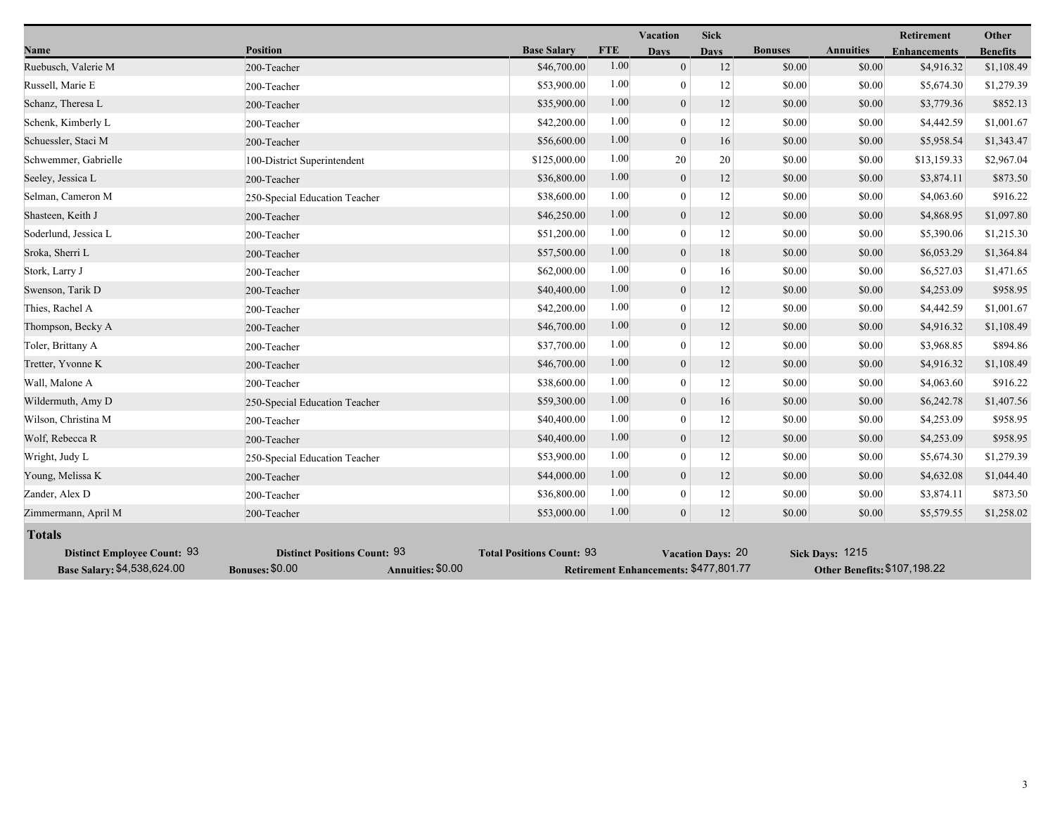| Name | Position | Base Salary | FTE | Vacation Days | Sick Days | Bonuses | Annuities | Retirement Enhancements | Other Benefits |
|---|---|---|---|---|---|---|---|---|---|
| Ruebusch, Valerie M | 200-Teacher | $46,700.00 | 1.00 | 0 | 12 | $0.00 | $0.00 | $4,916.32 | $1,108.49 |
| Russell, Marie E | 200-Teacher | $53,900.00 | 1.00 | 0 | 12 | $0.00 | $0.00 | $5,674.30 | $1,279.39 |
| Schanz, Theresa L | 200-Teacher | $35,900.00 | 1.00 | 0 | 12 | $0.00 | $0.00 | $3,779.36 | $852.13 |
| Schenk, Kimberly L | 200-Teacher | $42,200.00 | 1.00 | 0 | 12 | $0.00 | $0.00 | $4,442.59 | $1,001.67 |
| Schuessler, Staci M | 200-Teacher | $56,600.00 | 1.00 | 0 | 16 | $0.00 | $0.00 | $5,958.54 | $1,343.47 |
| Schwemmer, Gabrielle | 100-District Superintendent | $125,000.00 | 1.00 | 20 | 20 | $0.00 | $0.00 | $13,159.33 | $2,967.04 |
| Seeley, Jessica L | 200-Teacher | $36,800.00 | 1.00 | 0 | 12 | $0.00 | $0.00 | $3,874.11 | $873.50 |
| Selman, Cameron M | 250-Special Education Teacher | $38,600.00 | 1.00 | 0 | 12 | $0.00 | $0.00 | $4,063.60 | $916.22 |
| Shasteen, Keith J | 200-Teacher | $46,250.00 | 1.00 | 0 | 12 | $0.00 | $0.00 | $4,868.95 | $1,097.80 |
| Soderlund, Jessica L | 200-Teacher | $51,200.00 | 1.00 | 0 | 12 | $0.00 | $0.00 | $5,390.06 | $1,215.30 |
| Sroka, Sherri L | 200-Teacher | $57,500.00 | 1.00 | 0 | 18 | $0.00 | $0.00 | $6,053.29 | $1,364.84 |
| Stork, Larry J | 200-Teacher | $62,000.00 | 1.00 | 0 | 16 | $0.00 | $0.00 | $6,527.03 | $1,471.65 |
| Swenson, Tarik D | 200-Teacher | $40,400.00 | 1.00 | 0 | 12 | $0.00 | $0.00 | $4,253.09 | $958.95 |
| Thies, Rachel A | 200-Teacher | $42,200.00 | 1.00 | 0 | 12 | $0.00 | $0.00 | $4,442.59 | $1,001.67 |
| Thompson, Becky A | 200-Teacher | $46,700.00 | 1.00 | 0 | 12 | $0.00 | $0.00 | $4,916.32 | $1,108.49 |
| Toler, Brittany A | 200-Teacher | $37,700.00 | 1.00 | 0 | 12 | $0.00 | $0.00 | $3,968.85 | $894.86 |
| Tretter, Yvonne K | 200-Teacher | $46,700.00 | 1.00 | 0 | 12 | $0.00 | $0.00 | $4,916.32 | $1,108.49 |
| Wall, Malone A | 200-Teacher | $38,600.00 | 1.00 | 0 | 12 | $0.00 | $0.00 | $4,063.60 | $916.22 |
| Wildermuth, Amy D | 250-Special Education Teacher | $59,300.00 | 1.00 | 0 | 16 | $0.00 | $0.00 | $6,242.78 | $1,407.56 |
| Wilson, Christina M | 200-Teacher | $40,400.00 | 1.00 | 0 | 12 | $0.00 | $0.00 | $4,253.09 | $958.95 |
| Wolf, Rebecca R | 200-Teacher | $40,400.00 | 1.00 | 0 | 12 | $0.00 | $0.00 | $4,253.09 | $958.95 |
| Wright, Judy L | 250-Special Education Teacher | $53,900.00 | 1.00 | 0 | 12 | $0.00 | $0.00 | $5,674.30 | $1,279.39 |
| Young, Melissa K | 200-Teacher | $44,000.00 | 1.00 | 0 | 12 | $0.00 | $0.00 | $4,632.08 | $1,044.40 |
| Zander, Alex D | 200-Teacher | $36,800.00 | 1.00 | 0 | 12 | $0.00 | $0.00 | $3,874.11 | $873.50 |
| Zimmermann, April M | 200-Teacher | $53,000.00 | 1.00 | 0 | 12 | $0.00 | $0.00 | $5,579.55 | $1,258.02 |

## Totals

**Distinct Employee Count:** 93 **Distinct Positions Count:** 93 **Total Positions Count:** 93 **Vacation Days:** 20 **Sick Days:** 1215

**Base Salary:** $4,538,624.00 **Bonuses:** $0.00 **Annuities:** $0.00 **Retirement Enhancements:** $477,801.77 **Other Benefits:** $107,198.22